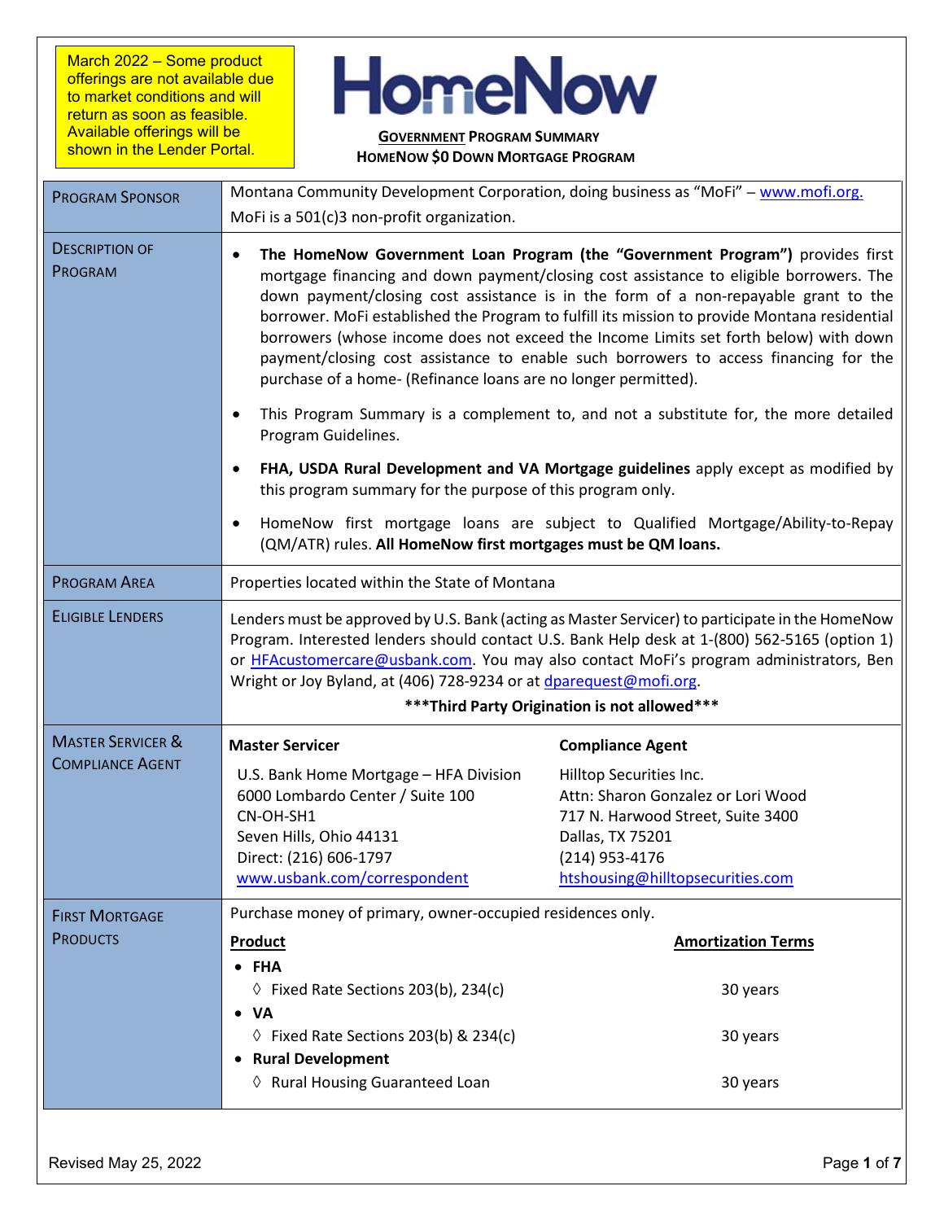March 2022 – Some product offerings are not available due to market conditions and will return as soon as feasible. Available offerings will be shown in the Lender Portal.

# HomeNow

**GOVERNMENT PROGRAM SUMMARY**
**HOMENOW $0 DOWN MORTGAGE PROGRAM**

| | |
|---|---|
| PROGRAM SPONSOR | Montana Community Development Corporation, doing business as "MoFi" – www.mofi.org. MoFi is a 501(c)3 non-profit organization. |
| DESCRIPTION OF PROGRAM | • **The HomeNow Government Loan Program (the "Government Program")** provides first mortgage financing and down payment/closing cost assistance to eligible borrowers. The down payment/closing cost assistance is in the form of a non-repayable grant to the borrower. MoFi established the Program to fulfill its mission to provide Montana residential borrowers (whose income does not exceed the Income Limits set forth below) with down payment/closing cost assistance to enable such borrowers to access financing for the purchase of a home- (Refinance loans are no longer permitted).<br>• This Program Summary is a complement to, and not a substitute for, the more detailed Program Guidelines.<br>• **FHA, USDA Rural Development and VA Mortgage guidelines** apply except as modified by this program summary for the purpose of this program only.<br>• HomeNow first mortgage loans are subject to Qualified Mortgage/Ability-to-Repay (QM/ATR) rules. **All HomeNow first mortgages must be QM loans.** |
| PROGRAM AREA | Properties located within the State of Montana |
| ELIGIBLE LENDERS | Lenders must be approved by U.S. Bank (acting as Master Servicer) to participate in the HomeNow Program. Interested lenders should contact U.S. Bank Help desk at 1-(800) 562-5165 (option 1) or HFAcustomercare@usbank.com. You may also contact MoFi's program administrators, Ben Wright or Joy Byland, at (406) 728-9234 or at dparequest@mofi.org.<br>**\*\*\*Third Party Origination is not allowed\*\*\*** |
| MASTER SERVICER & COMPLIANCE AGENT | **Master Servicer**<br>U.S. Bank Home Mortgage – HFA Division<br>6000 Lombardo Center / Suite 100<br>CN-OH-SH1<br>Seven Hills, Ohio 44131<br>Direct: (216) 606-1797<br>www.usbank.com/correspondent<br><br>**Compliance Agent**<br>Hilltop Securities Inc.<br>Attn: Sharon Gonzalez or Lori Wood<br>717 N. Harwood Street, Suite 3400<br>Dallas, TX 75201<br>(214) 953-4176<br>htshousing@hilltopsecurities.com |
| FIRST MORTGAGE PRODUCTS | Purchase money of primary, owner-occupied residences only.<br><br>**Product** — **Amortization Terms**<br>• **FHA**<br>◊ Fixed Rate Sections 203(b), 234(c) — 30 years<br>• **VA**<br>◊ Fixed Rate Sections 203(b) & 234(c) — 30 years<br>• **Rural Development**<br>◊ Rural Housing Guaranteed Loan — 30 years |

Revised May 25, 2022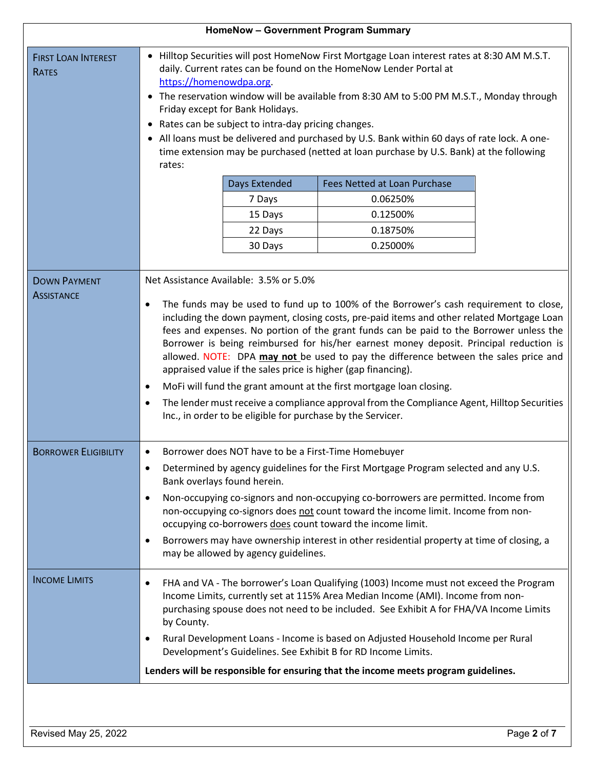## HomeNow – Government Program Summary

### First Loan Interest Rates

- Hilltop Securities will post HomeNow First Mortgage Loan interest rates at 8:30 AM M.S.T. daily. Current rates can be found on the HomeNow Lender Portal at https://homenowdpa.org.
- The reservation window will be available from 8:30 AM to 5:00 PM M.S.T., Monday through Friday except for Bank Holidays.
- Rates can be subject to intra-day pricing changes.
- All loans must be delivered and purchased by U.S. Bank within 60 days of rate lock. A one-time extension may be purchased (netted at loan purchase by U.S. Bank) at the following rates:

| Days Extended | Fees Netted at Loan Purchase |
|---|---|
| 7 Days | 0.06250% |
| 15 Days | 0.12500% |
| 22 Days | 0.18750% |
| 30 Days | 0.25000% |

### Down Payment Assistance

Net Assistance Available: 3.5% or 5.0%

- The funds may be used to fund up to 100% of the Borrower's cash requirement to close, including the down payment, closing costs, pre-paid items and other related Mortgage Loan fees and expenses. No portion of the grant funds can be paid to the Borrower unless the Borrower is being reimbursed for his/her earnest money deposit. Principal reduction is allowed. NOTE: DPA **may not** be used to pay the difference between the sales price and appraised value if the sales price is higher (gap financing).
- MoFi will fund the grant amount at the first mortgage loan closing.
- The lender must receive a compliance approval from the Compliance Agent, Hilltop Securities Inc., in order to be eligible for purchase by the Servicer.

### Borrower Eligibility

- Borrower does NOT have to be a First-Time Homebuyer
- Determined by agency guidelines for the First Mortgage Program selected and any U.S. Bank overlays found herein.
- Non-occupying co-signors and non-occupying co-borrowers are permitted. Income from non-occupying co-signors does not count toward the income limit. Income from non-occupying co-borrowers does count toward the income limit.
- Borrowers may have ownership interest in other residential property at time of closing, a may be allowed by agency guidelines.

### Income Limits

- FHA and VA - The borrower's Loan Qualifying (1003) Income must not exceed the Program Income Limits, currently set at 115% Area Median Income (AMI). Income from non-purchasing spouse does not need to be included. See Exhibit A for FHA/VA Income Limits by County.
- Rural Development Loans - Income is based on Adjusted Household Income per Rural Development's Guidelines. See Exhibit B for RD Income Limits.

**Lenders will be responsible for ensuring that the income meets program guidelines.**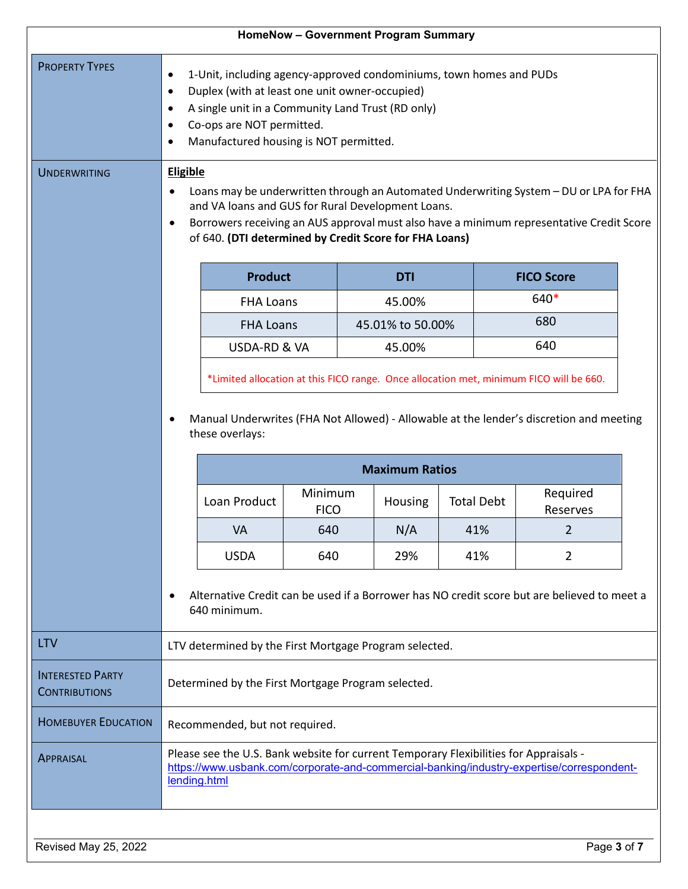## HomeNow – Government Program Summary

**PROPERTY TYPES**

- 1-Unit, including agency-approved condominiums, town homes and PUDs
- Duplex (with at least one unit owner-occupied)
- A single unit in a Community Land Trust (RD only)
- Co-ops are NOT permitted.
- Manufactured housing is NOT permitted.

**UNDERWRITING**

**Eligible**

- Loans may be underwritten through an Automated Underwriting System – DU or LPA for FHA and VA loans and GUS for Rural Development Loans.
- Borrowers receiving an AUS approval must also have a minimum representative Credit Score of 640. **(DTI determined by Credit Score for FHA Loans)**

| Product | DTI | FICO Score |
|---|---|---|
| FHA Loans | 45.00% | 640* |
| FHA Loans | 45.01% to 50.00% | 680 |
| USDA-RD & VA | 45.00% | 640 |

*Limited allocation at this FICO range. Once allocation met, minimum FICO will be 660.

- Manual Underwrites (FHA Not Allowed) - Allowable at the lender's discretion and meeting these overlays:

| Maximum Ratios | | | | |
|---|---|---|---|---|
| Loan Product | Minimum FICO | Housing | Total Debt | Required Reserves |
| VA | 640 | N/A | 41% | 2 |
| USDA | 640 | 29% | 41% | 2 |

- Alternative Credit can be used if a Borrower has NO credit score but are believed to meet a 640 minimum.

**LTV**

LTV determined by the First Mortgage Program selected.

**INTERESTED PARTY CONTRIBUTIONS**

Determined by the First Mortgage Program selected.

**HOMEBUYER EDUCATION**

Recommended, but not required.

**APPRAISAL**

Please see the U.S. Bank website for current Temporary Flexibilities for Appraisals - https://www.usbank.com/corporate-and-commercial-banking/industry-expertise/correspondent-lending.html

Revised May 25, 2022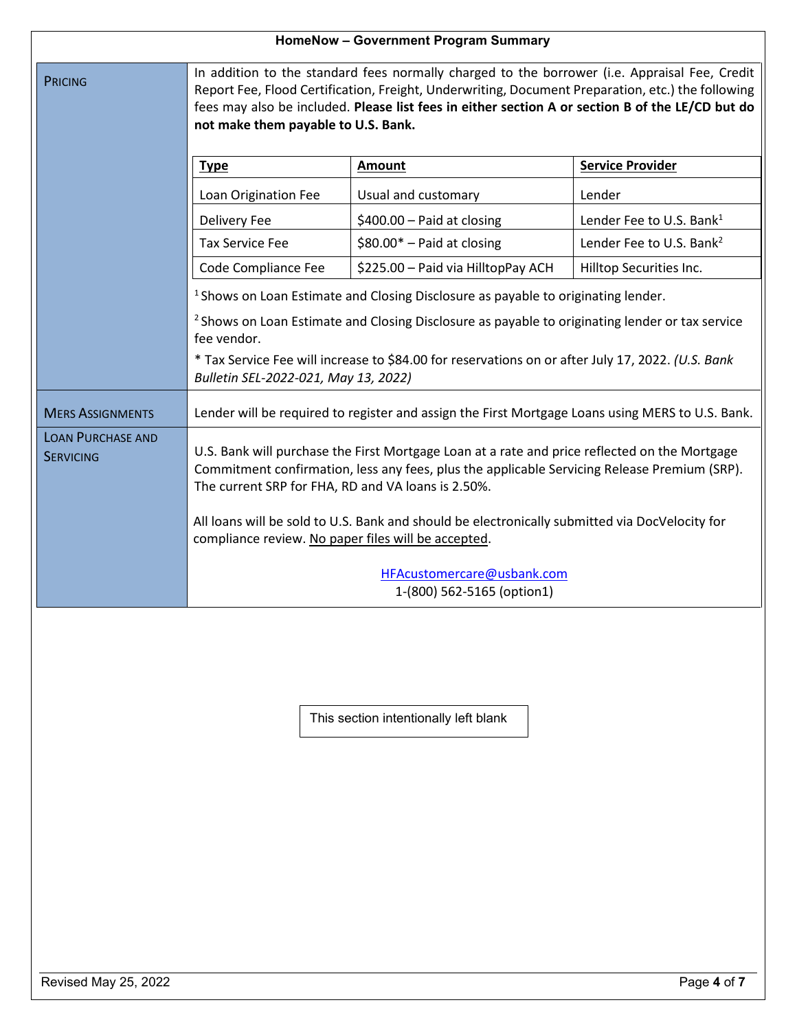## HomeNow – Government Program Summary

### PRICING

In addition to the standard fees normally charged to the borrower (i.e. Appraisal Fee, Credit Report Fee, Flood Certification, Freight, Underwriting, Document Preparation, etc.) the following fees may also be included. **Please list fees in either section A or section B of the LE/CD but do not make them payable to U.S. Bank.**

| Type | Amount | Service Provider |
|---|---|---|
| Loan Origination Fee | Usual and customary | Lender |
| Delivery Fee | \$400.00 – Paid at closing | Lender Fee to U.S. Bank[1] |
| Tax Service Fee | \$80.00* – Paid at closing | Lender Fee to U.S. Bank[2] |
| Code Compliance Fee | \$225.00 – Paid via HilltopPay ACH | Hilltop Securities Inc. |

[1] Shows on Loan Estimate and Closing Disclosure as payable to originating lender.

[2] Shows on Loan Estimate and Closing Disclosure as payable to originating lender or tax service fee vendor.

* Tax Service Fee will increase to \$84.00 for reservations on or after July 17, 2022. *(U.S. Bank Bulletin SEL-2022-021, May 13, 2022)*

### MERS ASSIGNMENTS

Lender will be required to register and assign the First Mortgage Loans using MERS to U.S. Bank.

### LOAN PURCHASE AND SERVICING

U.S. Bank will purchase the First Mortgage Loan at a rate and price reflected on the Mortgage Commitment confirmation, less any fees, plus the applicable Servicing Release Premium (SRP). The current SRP for FHA, RD and VA loans is 2.50%.

All loans will be sold to U.S. Bank and should be electronically submitted via DocVelocity for compliance review. No paper files will be accepted.

HFAcustomercare@usbank.com
1-(800) 562-5165 (option1)

This section intentionally left blank

Revised May 25, 2022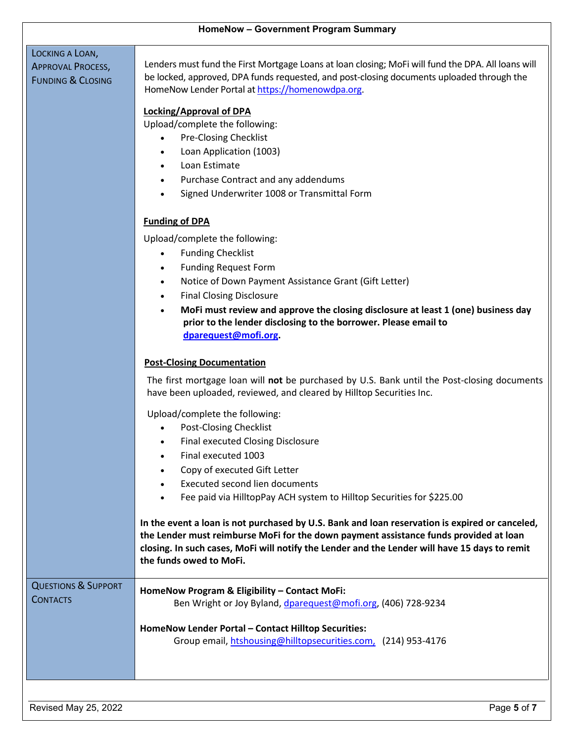## HomeNow – Government Program Summary

### Locking a Loan, Approval Process, Funding & Closing

Lenders must fund the First Mortgage Loans at loan closing; MoFi will fund the DPA. All loans will be locked, approved, DPA funds requested, and post-closing documents uploaded through the HomeNow Lender Portal at https://homenowdpa.org.

**Locking/Approval of DPA**

Upload/complete the following:

- Pre-Closing Checklist
- Loan Application (1003)
- Loan Estimate
- Purchase Contract and any addendums
- Signed Underwriter 1008 or Transmittal Form

**Funding of DPA**

Upload/complete the following:

- Funding Checklist
- Funding Request Form
- Notice of Down Payment Assistance Grant (Gift Letter)
- Final Closing Disclosure
- **MoFi must review and approve the closing disclosure at least 1 (one) business day prior to the lender disclosing to the borrower. Please email to dparequest@mofi.org.**

**Post-Closing Documentation**

The first mortgage loan will **not** be purchased by U.S. Bank until the Post-closing documents have been uploaded, reviewed, and cleared by Hilltop Securities Inc.

Upload/complete the following:

- Post-Closing Checklist
- Final executed Closing Disclosure
- Final executed 1003
- Copy of executed Gift Letter
- Executed second lien documents
- Fee paid via HilltopPay ACH system to Hilltop Securities for $225.00

**In the event a loan is not purchased by U.S. Bank and loan reservation is expired or canceled, the Lender must reimburse MoFi for the down payment assistance funds provided at loan closing. In such cases, MoFi will notify the Lender and the Lender will have 15 days to remit the funds owed to MoFi.**

### Questions & Support Contacts

**HomeNow Program & Eligibility – Contact MoFi:**
Ben Wright or Joy Byland, dparequest@mofi.org, (406) 728-9234

**HomeNow Lender Portal – Contact Hilltop Securities:**
Group email, htshousing@hilltopsecurities.com, (214) 953-4176

Revised May 25, 2022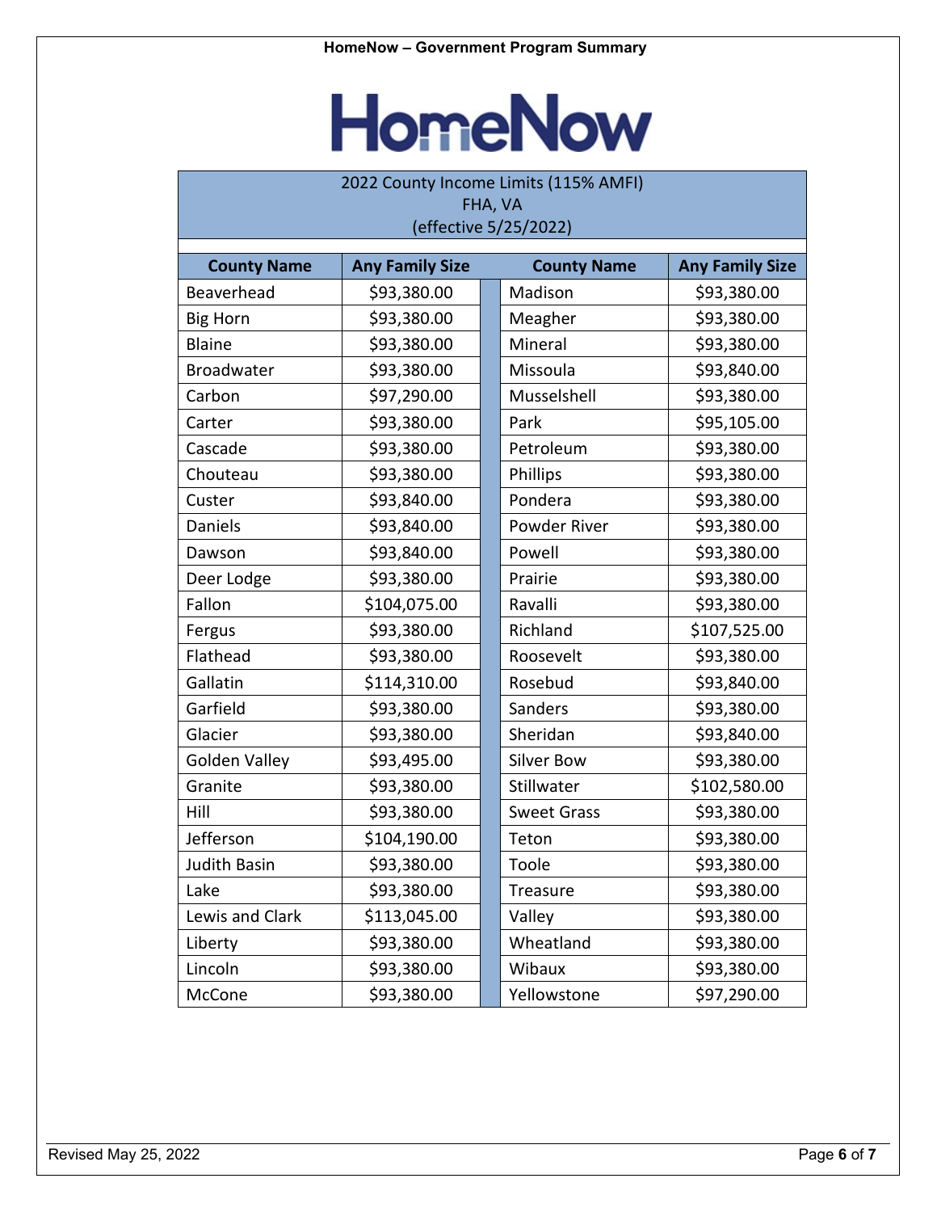# HomeNow

| 2022 County Income Limits (115% AMFI) FHA, VA (effective 5/25/2022) | | | |
|---|---|---|---|
| **County Name** | **Any Family Size** | **County Name** | **Any Family Size** |
| Beaverhead | $93,380.00 | Madison | $93,380.00 |
| Big Horn | $93,380.00 | Meagher | $93,380.00 |
| Blaine | $93,380.00 | Mineral | $93,380.00 |
| Broadwater | $93,380.00 | Missoula | $93,840.00 |
| Carbon | $97,290.00 | Musselshell | $93,380.00 |
| Carter | $93,380.00 | Park | $95,105.00 |
| Cascade | $93,380.00 | Petroleum | $93,380.00 |
| Chouteau | $93,380.00 | Phillips | $93,380.00 |
| Custer | $93,840.00 | Pondera | $93,380.00 |
| Daniels | $93,840.00 | Powder River | $93,380.00 |
| Dawson | $93,840.00 | Powell | $93,380.00 |
| Deer Lodge | $93,380.00 | Prairie | $93,380.00 |
| Fallon | $104,075.00 | Ravalli | $93,380.00 |
| Fergus | $93,380.00 | Richland | $107,525.00 |
| Flathead | $93,380.00 | Roosevelt | $93,380.00 |
| Gallatin | $114,310.00 | Rosebud | $93,840.00 |
| Garfield | $93,380.00 | Sanders | $93,380.00 |
| Glacier | $93,380.00 | Sheridan | $93,840.00 |
| Golden Valley | $93,495.00 | Silver Bow | $93,380.00 |
| Granite | $93,380.00 | Stillwater | $102,580.00 |
| Hill | $93,380.00 | Sweet Grass | $93,380.00 |
| Jefferson | $104,190.00 | Teton | $93,380.00 |
| Judith Basin | $93,380.00 | Toole | $93,380.00 |
| Lake | $93,380.00 | Treasure | $93,380.00 |
| Lewis and Clark | $113,045.00 | Valley | $93,380.00 |
| Liberty | $93,380.00 | Wheatland | $93,380.00 |
| Lincoln | $93,380.00 | Wibaux | $93,380.00 |
| McCone | $93,380.00 | Yellowstone | $97,290.00 |

Revised May 25, 2022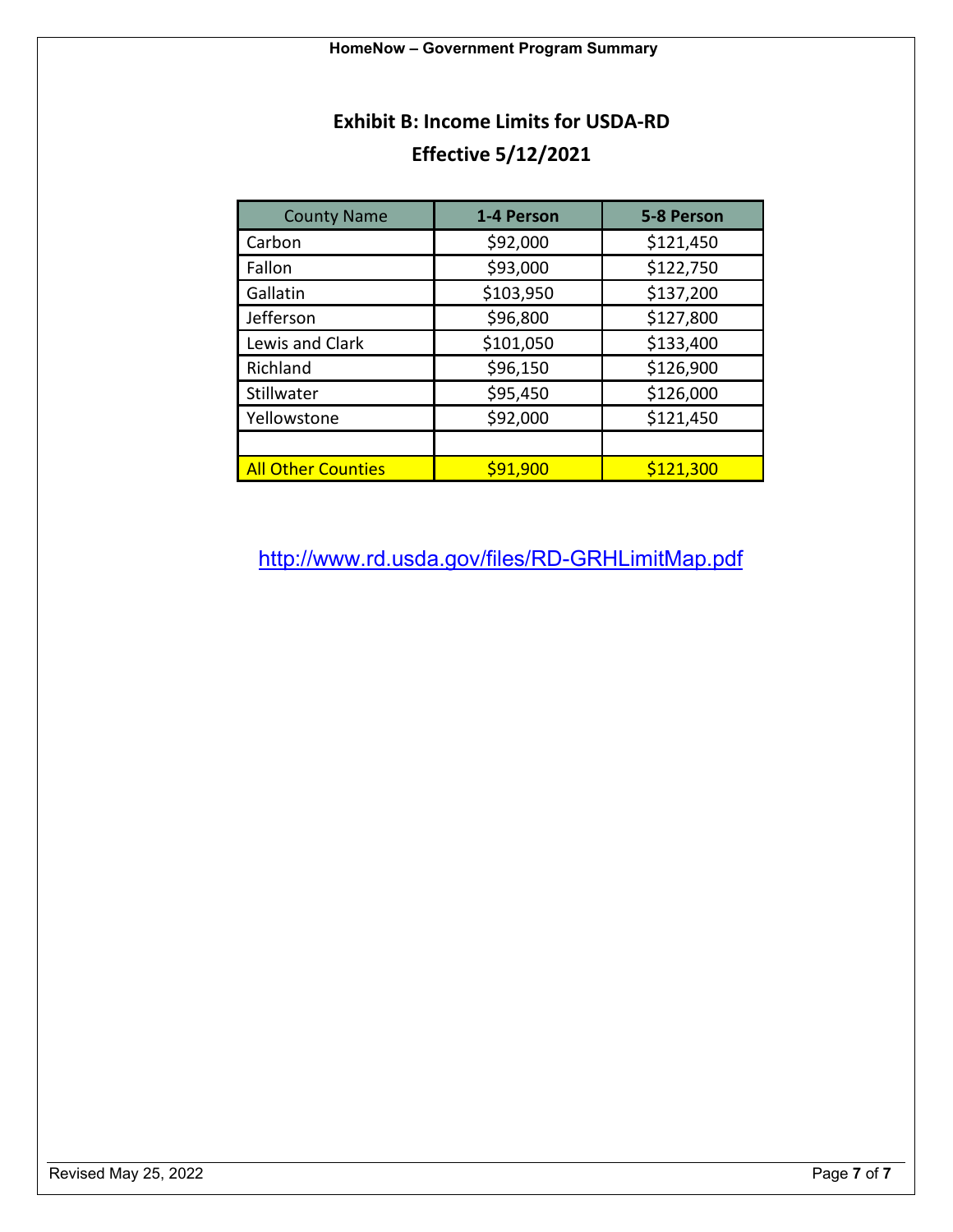# Exhibit B: Income Limits for USDA-RD
## Effective 5/12/2021

| County Name | 1-4 Person | 5-8 Person |
|---|---|---|
| Carbon | $92,000 | $121,450 |
| Fallon | $93,000 | $122,750 |
| Gallatin | $103,950 | $137,200 |
| Jefferson | $96,800 | $127,800 |
| Lewis and Clark | $101,050 | $133,400 |
| Richland | $96,150 | $126,900 |
| Stillwater | $95,450 | $126,000 |
| Yellowstone | $92,000 | $121,450 |
| | | |
| All Other Counties | $91,900 | $121,300 |

http://www.rd.usda.gov/files/RD-GRHLimitMap.pdf